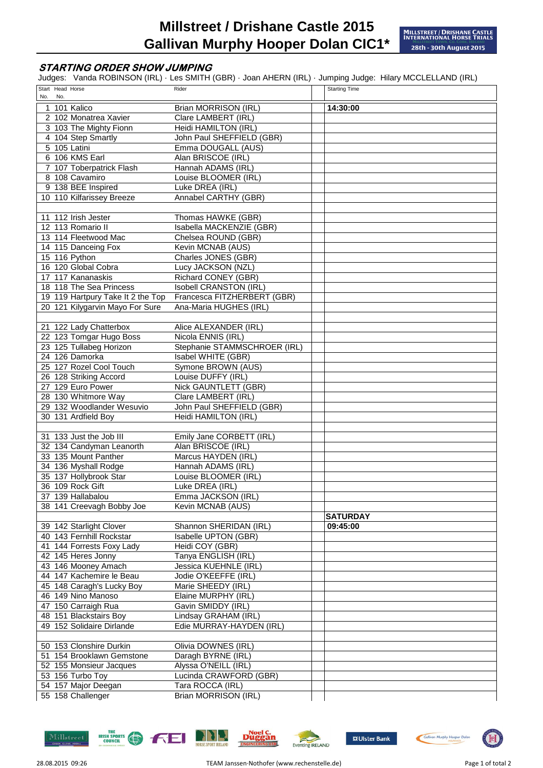# Millstreet / Drishane Castle 2015
# Gallivan Murphy Hooper Dolan CIC1*

MILLSTREET / DRISHANE CASTLE INTERNATIONAL HORSE TRIALS
28th - 30th August 2015

## *STARTING ORDER SHOW JUMPING*

Judges: Vanda ROBINSON (IRL) · Les SMITH (GBR) · Joan AHERN (IRL) · Jumping Judge: Hilary MCCLELLAND (IRL)

| Start No. | Head No. | Horse | Rider | | Starting Time |
|---|---|---|---|---|---|
| 1 | 101 | Kalico | Brian MORRISON (IRL) | | 14:30:00 |
| 2 | 102 | Monatrea Xavier | Clare LAMBERT (IRL) | | |
| 3 | 103 | The Mighty Fionn | Heidi HAMILTON (IRL) | | |
| 4 | 104 | Step Smartly | John Paul SHEFFIELD (GBR) | | |
| 5 | 105 | Latini | Emma DOUGALL (AUS) | | |
| 6 | 106 | KMS Earl | Alan BRISCOE (IRL) | | |
| 7 | 107 | Toberpatrick Flash | Hannah ADAMS (IRL) | | |
| 8 | 108 | Cavamiro | Louise BLOOMER (IRL) | | |
| 9 | 138 | BEE Inspired | Luke DREA (IRL) | | |
| 10 | 110 | Kilfarissey Breeze | Annabel CARTHY (GBR) | | |
| | | | | | |
| 11 | 112 | Irish Jester | Thomas HAWKE (GBR) | | |
| 12 | 113 | Romario II | Isabella MACKENZIE (GBR) | | |
| 13 | 114 | Fleetwood Mac | Chelsea ROUND (GBR) | | |
| 14 | 115 | Danceing Fox | Kevin MCNAB (AUS) | | |
| 15 | 116 | Python | Charles JONES (GBR) | | |
| 16 | 120 | Global Cobra | Lucy JACKSON (NZL) | | |
| 17 | 117 | Kananaskis | Richard CONEY (GBR) | | |
| 18 | 118 | The Sea Princess | Isobell CRANSTON (IRL) | | |
| 19 | 119 | Hartpury Take It 2 the Top | Francesca FITZHERBERT (GBR) | | |
| 20 | 121 | Kilygarvin Mayo For Sure | Ana-Maria HUGHES (IRL) | | |
| | | | | | |
| 21 | 122 | Lady Chatterbox | Alice ALEXANDER (IRL) | | |
| 22 | 123 | Tomgar Hugo Boss | Nicola ENNIS (IRL) | | |
| 23 | 125 | Tullabeg Horizon | Stephanie STAMMSCHROER (IRL) | | |
| 24 | 126 | Damorka | Isabel WHITE (GBR) | | |
| 25 | 127 | Rozel Cool Touch | Symone BROWN (AUS) | | |
| 26 | 128 | Striking Accord | Louise DUFFY (IRL) | | |
| 27 | 129 | Euro Power | Nick GAUNTLETT (GBR) | | |
| 28 | 130 | Whitmore Way | Clare LAMBERT (IRL) | | |
| 29 | 132 | Woodlander Wesuvio | John Paul SHEFFIELD (GBR) | | |
| 30 | 131 | Ardfield Boy | Heidi HAMILTON (IRL) | | |
| | | | | | |
| 31 | 133 | Just the Job III | Emily Jane CORBETT (IRL) | | |
| 32 | 134 | Candyman Leanorth | Alan BRISCOE (IRL) | | |
| 33 | 135 | Mount Panther | Marcus HAYDEN (IRL) | | |
| 34 | 136 | Myshall Rodge | Hannah ADAMS (IRL) | | |
| 35 | 137 | Hollybrook Star | Louise BLOOMER (IRL) | | |
| 36 | 109 | Rock Gift | Luke DREA (IRL) | | |
| 37 | 139 | Hallabalou | Emma JACKSON (IRL) | | |
| 38 | 141 | Creevagh Bobby Joe | Kevin MCNAB (AUS) | | |
| | | | | | SATURDAY |
| 39 | 142 | Starlight Clover | Shannon SHERIDAN (IRL) | | 09:45:00 |
| 40 | 143 | Fernhill Rockstar | Isabelle UPTON (GBR) | | |
| 41 | 144 | Forrests Foxy Lady | Heidi COY (GBR) | | |
| 42 | 145 | Heres Jonny | Tanya ENGLISH (IRL) | | |
| 43 | 146 | Mooney Amach | Jessica KUEHNLE (IRL) | | |
| 44 | 147 | Kachemire le Beau | Jodie O'KEEFFE (IRL) | | |
| 45 | 148 | Caragh's Lucky Boy | Marie SHEEDY (IRL) | | |
| 46 | 149 | Nino Manoso | Elaine MURPHY (IRL) | | |
| 47 | 150 | Carraigh Rua | Gavin SMIDDY (IRL) | | |
| 48 | 151 | Blackstairs Boy | Lindsay GRAHAM (IRL) | | |
| 49 | 152 | Solidaire Dirlande | Edie MURRAY-HAYDEN (IRL) | | |
| | | | | | |
| 50 | 153 | Clonshire Durkin | Olivia DOWNES (IRL) | | |
| 51 | 154 | Brooklawn Gemstone | Daragh BYRNE (IRL) | | |
| 52 | 155 | Monsieur Jacques | Alyssa O'NEILL (IRL) | | |
| 53 | 156 | Turbo Toy | Lucinda CRAWFORD (GBR) | | |
| 54 | 157 | Major Deegan | Tara ROCCA (IRL) | | |
| 55 | 158 | Challenger | Brian MORRISON (IRL) | | |

28.08.2015 09:26 — TEAM Janssen·Nothofer (www.rechenstelle.de)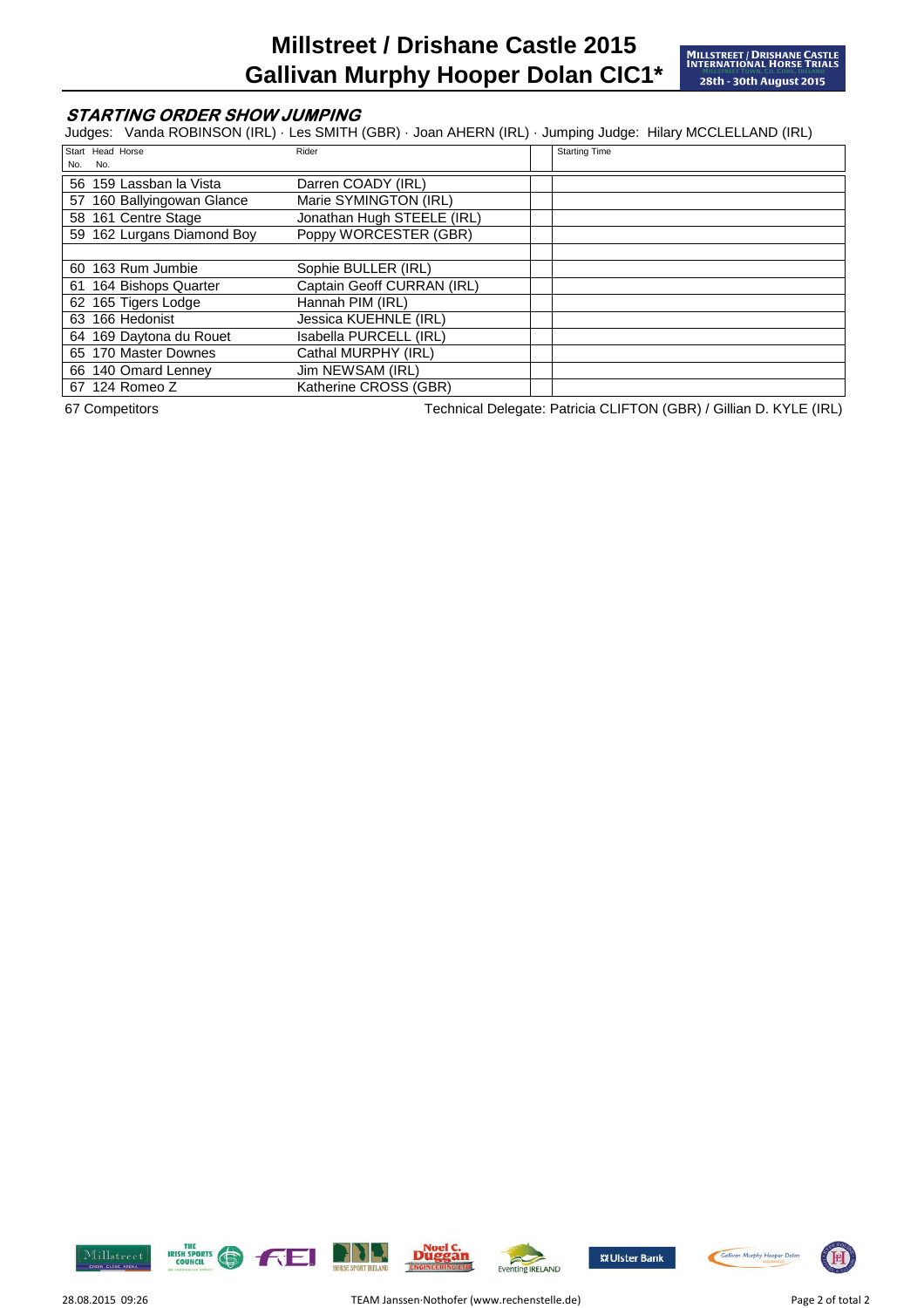# Millstreet / Drishane Castle 2015
# Gallivan Murphy Hooper Dolan CIC1*

MILLSTREET / DRISHANE CASTLE INTERNATIONAL HORSE TRIALS
28th - 30th August 2015

### STARTING ORDER SHOW JUMPING

Judges: Vanda ROBINSON (IRL) · Les SMITH (GBR) · Joan AHERN (IRL) · Jumping Judge: Hilary MCCLELLAND (IRL)

| Start No. | Head No. | Horse | Rider | | Starting Time |
|---|---|---|---|---|---|
| 56 | 159 | Lassban la Vista | Darren COADY (IRL) | | |
| 57 | 160 | Ballyingowan Glance | Marie SYMINGTON (IRL) | | |
| 58 | 161 | Centre Stage | Jonathan Hugh STEELE (IRL) | | |
| 59 | 162 | Lurgans Diamond Boy | Poppy WORCESTER (GBR) | | |
| | | | | | |
| 60 | 163 | Rum Jumbie | Sophie BULLER (IRL) | | |
| 61 | 164 | Bishops Quarter | Captain Geoff CURRAN (IRL) | | |
| 62 | 165 | Tigers Lodge | Hannah PIM (IRL) | | |
| 63 | 166 | Hedonist | Jessica KUEHNLE (IRL) | | |
| 64 | 169 | Daytona du Rouet | Isabella PURCELL (IRL) | | |
| 65 | 170 | Master Downes | Cathal MURPHY (IRL) | | |
| 66 | 140 | Omard Lenney | Jim NEWSAM (IRL) | | |
| 67 | 124 | Romeo Z | Katherine CROSS (GBR) | | |

67 Competitors

Technical Delegate: Patricia CLIFTON (GBR) / Gillian D. KYLE (IRL)

28.08.2015 09:26 TEAM Janssen·Nothofer (www.rechenstelle.de)